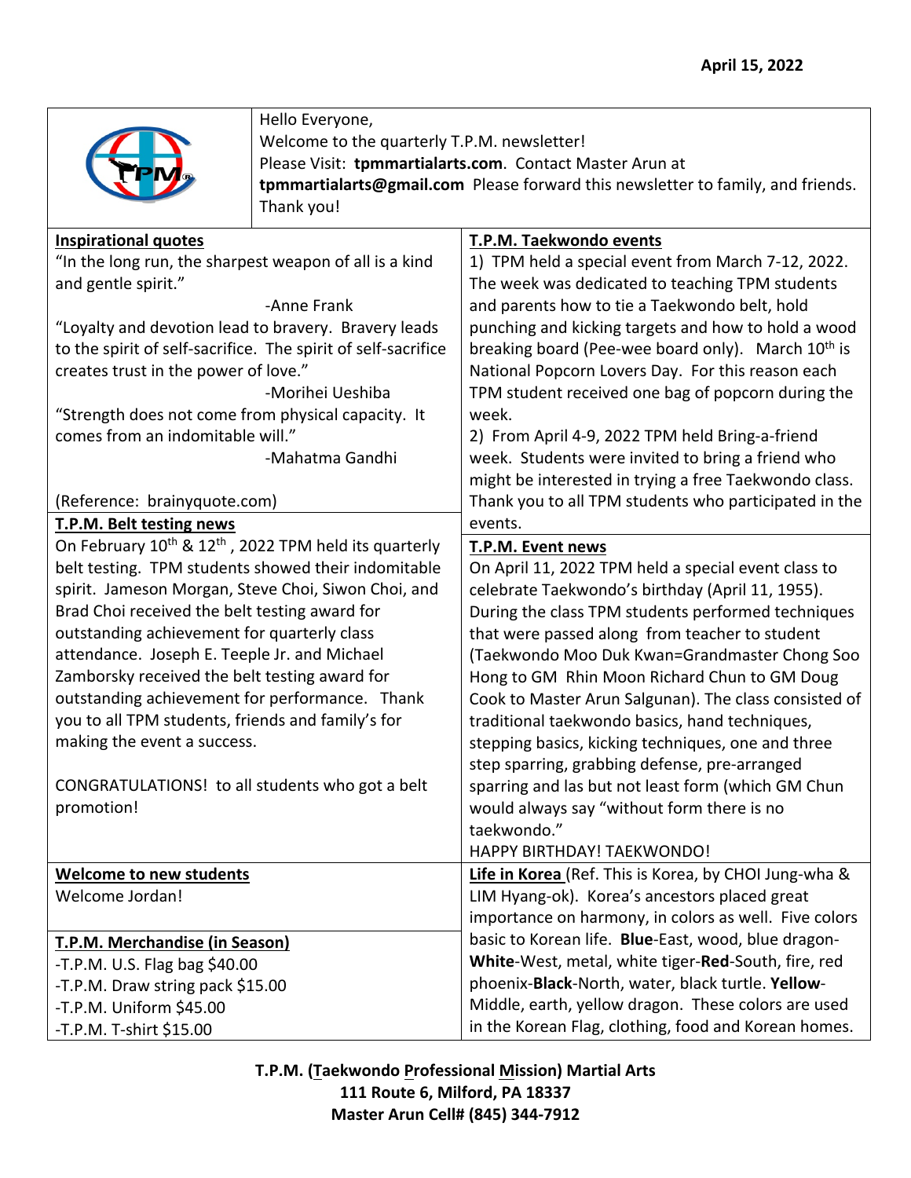**April 15, 2022**

Hello Everyone,
Welcome to the quarterly T.P.M. newsletter!
Please Visit: **tpmmartialarts.com**. Contact Master Arun at **tpmmartialarts@gmail.com** Please forward this newsletter to family, and friends.
Thank you!

## Inspirational quotes

"In the long run, the sharpest weapon of all is a kind and gentle spirit."

-Anne Frank

"Loyalty and devotion lead to bravery. Bravery leads to the spirit of self-sacrifice. The spirit of self-sacrifice creates trust in the power of love."

-Morihei Ueshiba

"Strength does not come from physical capacity. It comes from an indomitable will."

-Mahatma Gandhi

(Reference: brainyquote.com)

## T.P.M. Belt testing news

On February 10th & 12th, 2022 TPM held its quarterly belt testing. TPM students showed their indomitable spirit. Jameson Morgan, Steve Choi, Siwon Choi, and Brad Choi received the belt testing award for outstanding achievement for quarterly class attendance. Joseph E. Teeple Jr. and Michael Zamborsky received the belt testing award for outstanding achievement for performance. Thank you to all TPM students, friends and family's for making the event a success.

CONGRATULATIONS! to all students who got a belt promotion!

## Welcome to new students

Welcome Jordan!

## T.P.M. Merchandise (in Season)

- T.P.M. U.S. Flag bag $40.00
- T.P.M. Draw string pack $15.00
- T.P.M. Uniform $45.00
- T.P.M. T-shirt $15.00

## T.P.M. Taekwondo events

1) TPM held a special event from March 7-12, 2022. The week was dedicated to teaching TPM students and parents how to tie a Taekwondo belt, hold punching and kicking targets and how to hold a wood breaking board (Pee-wee board only). March 10th is National Popcorn Lovers Day. For this reason each TPM student received one bag of popcorn during the week.

2) From April 4-9, 2022 TPM held Bring-a-friend week. Students were invited to bring a friend who might be interested in trying a free Taekwondo class. Thank you to all TPM students who participated in the events.

## T.P.M. Event news

On April 11, 2022 TPM held a special event class to celebrate Taekwondo's birthday (April 11, 1955). During the class TPM students performed techniques that were passed along from teacher to student (Taekwondo Moo Duk Kwan=Grandmaster Chong Soo Hong to GM Rhin Moon Richard Chun to GM Doug Cook to Master Arun Salgunan). The class consisted of traditional taekwondo basics, hand techniques, stepping basics, kicking techniques, one and three step sparring, grabbing defense, pre-arranged sparring and las but not least form (which GM Chun would always say "without form there is no taekwondo."

HAPPY BIRTHDAY! TAEKWONDO!

## Life in Korea

(Ref. This is Korea, by CHOI Jung-wha & LIM Hyang-ok). Korea's ancestors placed great importance on harmony, in colors as well. Five colors basic to Korean life. **Blue**-East, wood, blue dragon-**White**-West, metal, white tiger-**Red**-South, fire, red phoenix-**Black**-North, water, black turtle. **Yellow**-Middle, earth, yellow dragon. These colors are used in the Korean Flag, clothing, food and Korean homes.

**T.P.M. (Taekwondo Professional Mission) Martial Arts**
**111 Route 6, Milford, PA 18337**
**Master Arun Cell# (845) 344-7912**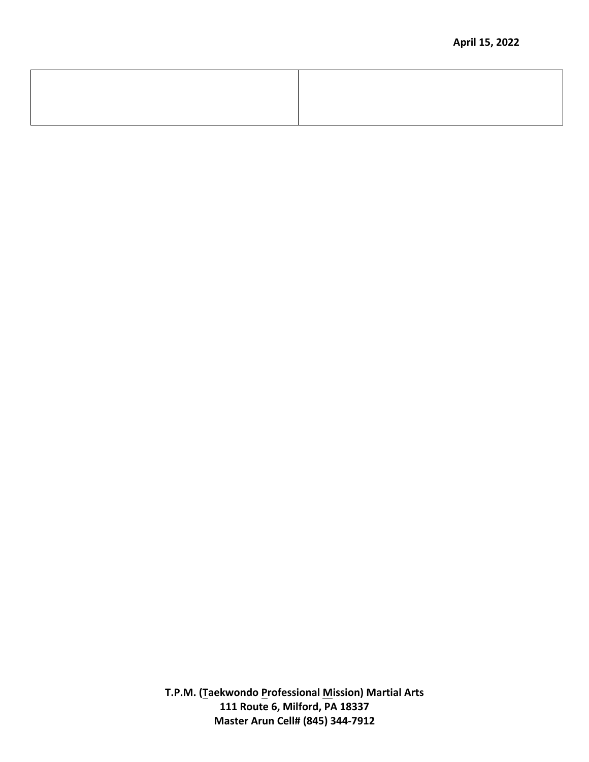**April 15, 2022**

| | |
|---|---|
| | |

**T.P.M. (Taekwondo Professional Mission) Martial Arts**
**111 Route 6, Milford, PA 18337**
**Master Arun Cell# (845) 344-7912**